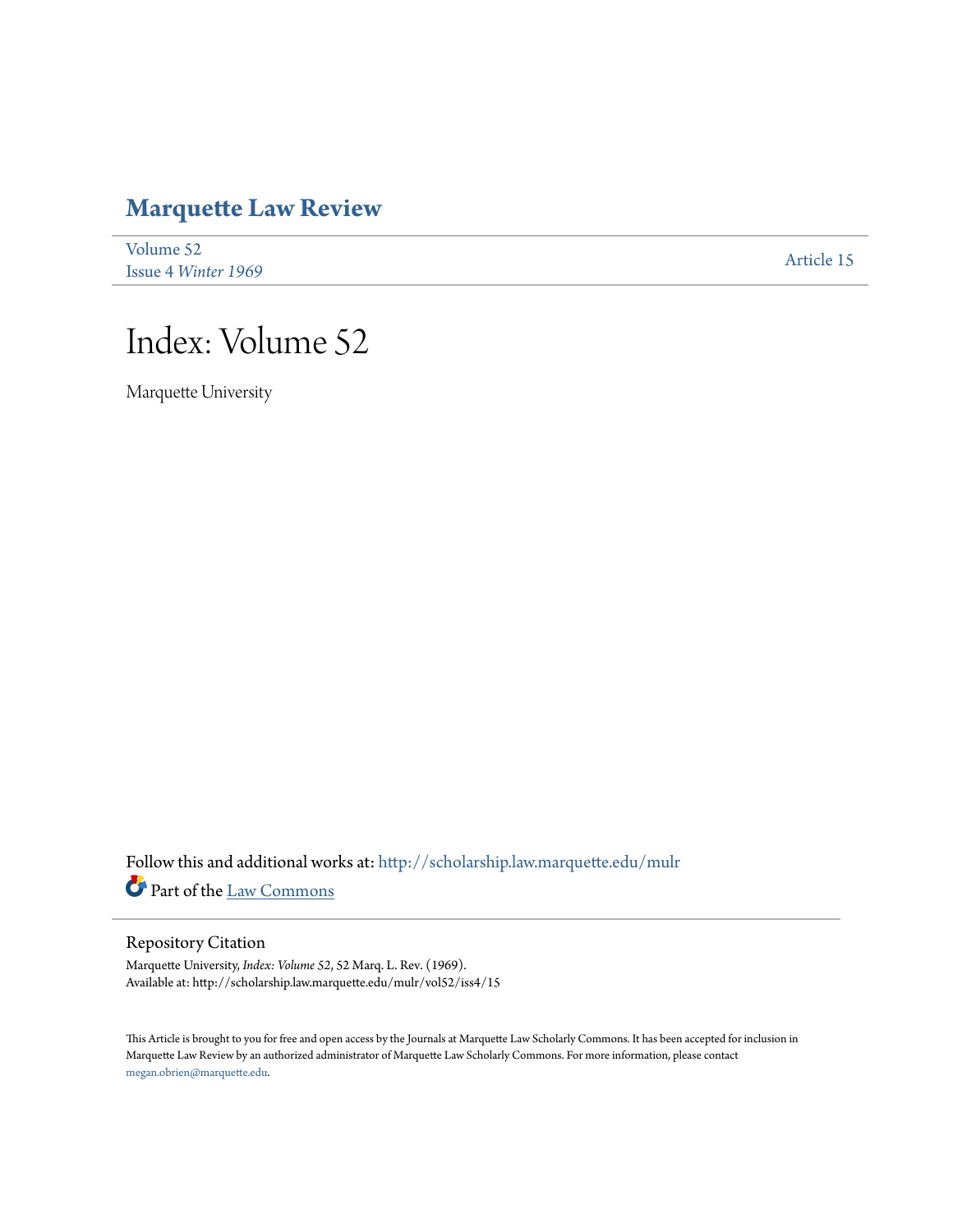# Marquette Law Review

Volume 52
Issue 4 *Winter 1969*

Article 15

# Index: Volume 52

Marquette University

Follow this and additional works at: http://scholarship.law.marquette.edu/mulr

Part of the Law Commons

## Repository Citation

Marquette University, *Index: Volume 52*, 52 Marq. L. Rev. (1969).
Available at: http://scholarship.law.marquette.edu/mulr/vol52/iss4/15

This Article is brought to you for free and open access by the Journals at Marquette Law Scholarly Commons. It has been accepted for inclusion in Marquette Law Review by an authorized administrator of Marquette Law Scholarly Commons. For more information, please contact megan.obrien@marquette.edu.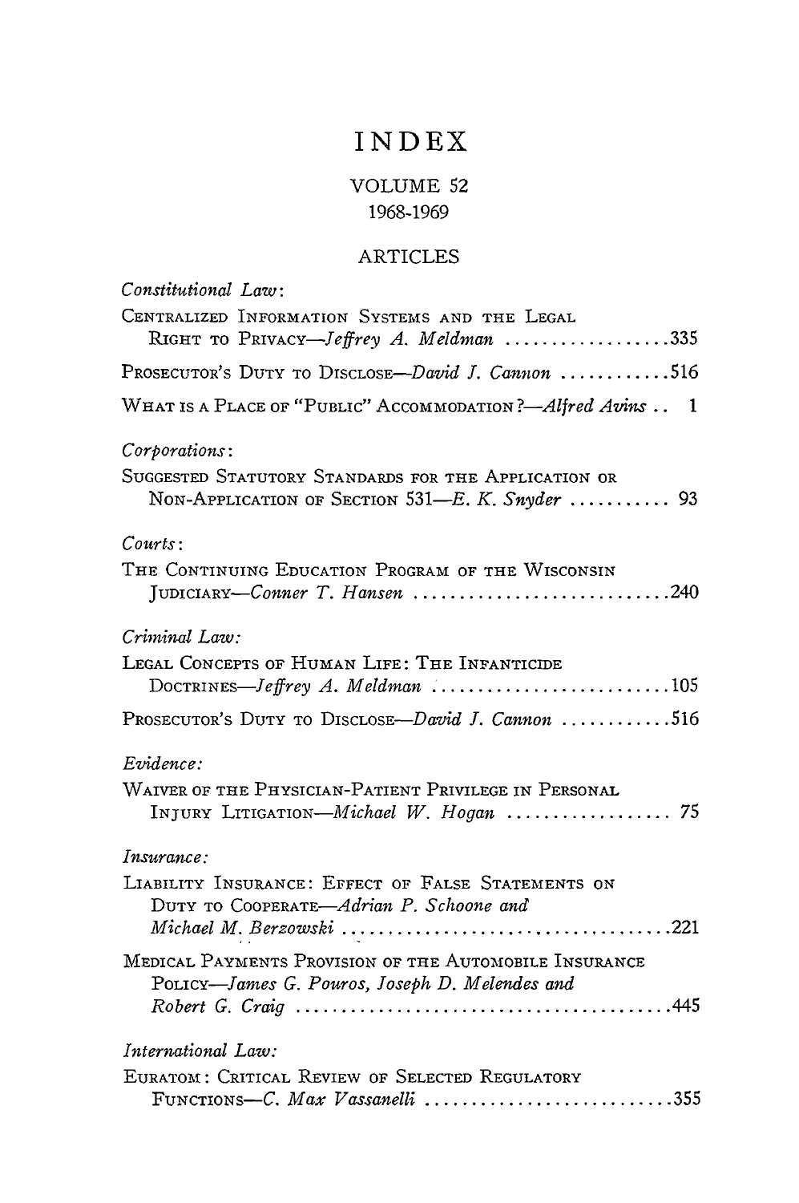# INDEX

## VOLUME 52
## 1968-1969

### ARTICLES

*Constitutional Law*:

CENTRALIZED INFORMATION SYSTEMS AND THE LEGAL RIGHT TO PRIVACY—*Jeffrey A. Meldman* ..................335

PROSECUTOR'S DUTY TO DISCLOSE—*David J. Cannon* ...........516

WHAT IS A PLACE OF "PUBLIC" ACCOMMODATION?—*Alfred Avins* .. 1

*Corporations*:

SUGGESTED STATUTORY STANDARDS FOR THE APPLICATION OR NON-APPLICATION OF SECTION 531—*E. K. Snyder* .......... 93

*Courts*:

THE CONTINUING EDUCATION PROGRAM OF THE WISCONSIN JUDICIARY—*Conner T. Hansen* ............................240

*Criminal Law:*

LEGAL CONCEPTS OF HUMAN LIFE: THE INFANTICIDE DOCTRINES—*Jeffrey A. Meldman* ..........................105

PROSECUTOR'S DUTY TO DISCLOSE—*David J. Cannon* ...........516

*Evidence:*

WAIVER OF THE PHYSICIAN-PATIENT PRIVILEGE IN PERSONAL INJURY LITIGATION—*Michael W. Hogan* .................. 75

*Insurance:*

LIABILITY INSURANCE: EFFECT OF FALSE STATEMENTS ON DUTY TO COOPERATE—*Adrian P. Schoone and Michael M. Berzowski* ...................................221

MEDICAL PAYMENTS PROVISION OF THE AUTOMOBILE INSURANCE POLICY—*James G. Pouros, Joseph D. Melendes and Robert G. Craig* ........................................445

*International Law:*

EURATOM: CRITICAL REVIEW OF SELECTED REGULATORY FUNCTIONS—*C. Max Vassanelli* ...........................355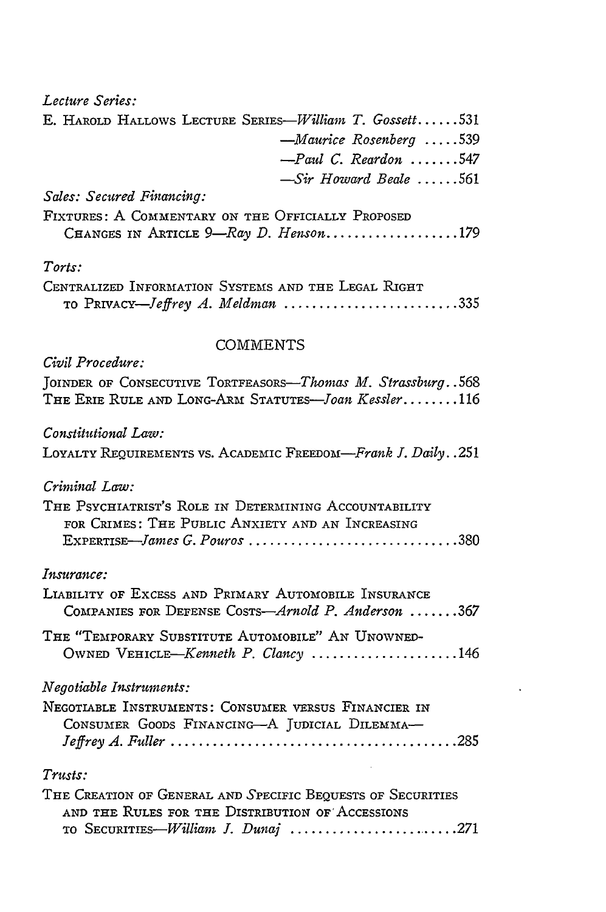*Lecture Series:*

E. HAROLD HALLOWS LECTURE SERIES—*William T. Gossett*......531
—*Maurice Rosenberg* .....539
—*Paul C. Reardon* .......547
—*Sir Howard Beale* ......561

*Sales: Secured Financing:*

FIXTURES: A COMMENTARY ON THE OFFICIALLY PROPOSED CHANGES IN ARTICLE 9—*Ray D. Henson*..................179

*Torts:*

CENTRALIZED INFORMATION SYSTEMS AND THE LEGAL RIGHT TO PRIVACY—*Jeffrey A. Meldman* ..........................335

## COMMENTS

*Civil Procedure:*

JOINDER OF CONSECUTIVE TORTFEASORS—*Thomas M. Strassburg*..568
THE ERIE RULE AND LONG-ARM STATUTES—*Joan Kessler*........116

*Constitutional Law:*

LOYALTY REQUIREMENTS VS. ACADEMIC FREEDOM—*Frank J. Daily*..251

*Criminal Law:*

THE PSYCHIATRIST'S ROLE IN DETERMINING ACCOUNTABILITY FOR CRIMES: THE PUBLIC ANXIETY AND AN INCREASING EXPERTISE—*James G. Pouros* ..............................380

*Insurance:*

LIABILITY OF EXCESS AND PRIMARY AUTOMOBILE INSURANCE COMPANIES FOR DEFENSE COSTS—*Arnold P. Anderson* .......367

THE "TEMPORARY SUBSTITUTE AUTOMOBILE" AN UNOWNED-OWNED VEHICLE—*Kenneth P. Clancy* .....................146

*Negotiable Instruments:*

NEGOTIABLE INSTRUMENTS: CONSUMER VERSUS FINANCIER IN CONSUMER GOODS FINANCING—A JUDICIAL DILEMMA—*Jeffrey A. Fuller* ..........................................285

*Trusts:*

THE CREATION OF GENERAL AND SPECIFIC BEQUESTS OF SECURITIES AND THE RULES FOR THE DISTRIBUTION OF ACCESSIONS TO SECURITIES—*William J. Dunaj* ........................271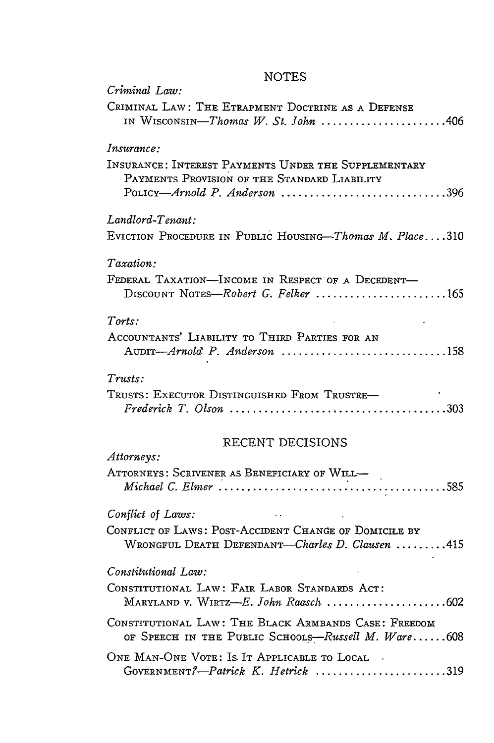## NOTES

*Criminal Law:*

CRIMINAL LAW: THE ETRAPMENT DOCTRINE AS A DEFENSE IN WISCONSIN—*Thomas W. St. John* .......................406

*Insurance:*

INSURANCE: INTEREST PAYMENTS UNDER THE SUPPLEMENTARY PAYMENTS PROVISION OF THE STANDARD LIABILITY POLICY—*Arnold P. Anderson* .............................396

*Landlord-Tenant:*

EVICTION PROCEDURE IN PUBLIC HOUSING—*Thomas M. Place*....310

*Taxation:*

FEDERAL TAXATION—INCOME IN RESPECT OF A DECEDENT—DISCOUNT NOTES—*Robert G. Felker* .......................165

*Torts:*

ACCOUNTANTS' LIABILITY TO THIRD PARTIES FOR AN AUDIT—*Arnold P. Anderson* .............................158

*Trusts:*

TRUSTS: EXECUTOR DISTINGUISHED FROM TRUSTEE—*Frederick T. Olson* .......................................303

## RECENT DECISIONS

*Attorneys:*

ATTORNEYS: SCRIVENER AS BENEFICIARY OF WILL—*Michael C. Elmer* ......................................585

*Conflict of Laws:*

CONFLICT OF LAWS: POST-ACCIDENT CHANGE OF DOMICILE BY WRONGFUL DEATH DEFENDANT—*Charles D. Clausen* .........415

*Constitutional Law:*

CONSTITUTIONAL LAW: FAIR LABOR STANDARDS ACT: MARYLAND v. WIRTZ—*E. John Raasch* .....................602

CONSTITUTIONAL LAW: THE BLACK ARMBANDS CASE: FREEDOM OF SPEECH IN THE PUBLIC SCHOOLS—*Russell M. Ware*......608

ONE MAN-ONE VOTE: IS IT APPLICABLE TO LOCAL GOVERNMENT?—*Patrick K. Hetrick* .......................319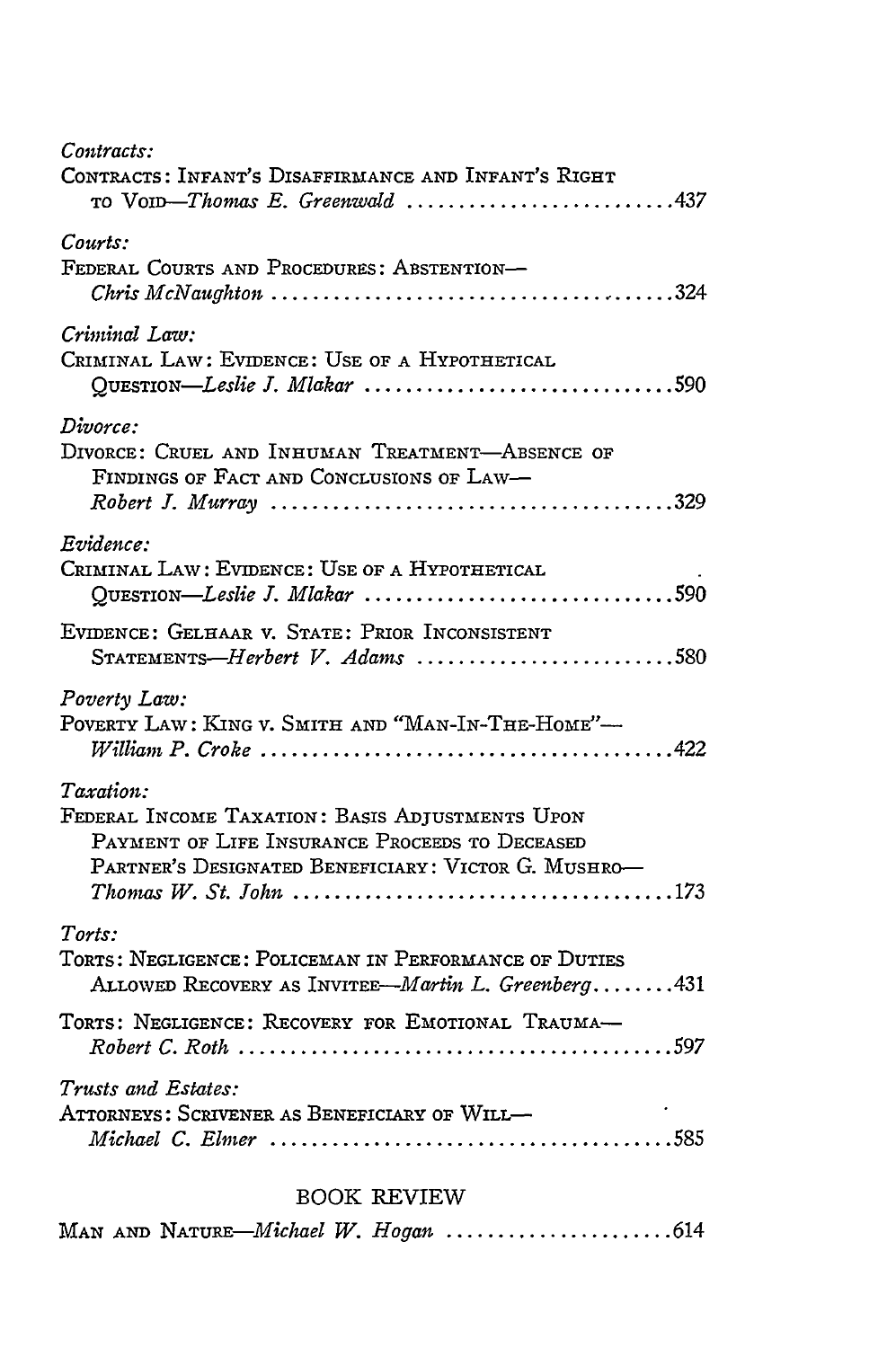*Contracts:*

CONTRACTS: INFANT'S DISAFFIRMANCE AND INFANT'S RIGHT TO VOID—*Thomas E. Greenwald* .......................... 437

*Courts:*

FEDERAL COURTS AND PROCEDURES: ABSTENTION—*Chris McNaughton* .......................................... 324

*Criminal Law:*

CRIMINAL LAW: EVIDENCE: USE OF A HYPOTHETICAL QUESTION—*Leslie J. Mlakar* .............................. 590

*Divorce:*

DIVORCE: CRUEL AND INHUMAN TREATMENT—ABSENCE OF FINDINGS OF FACT AND CONCLUSIONS OF LAW—*Robert J. Murray* ....................................... 329

*Evidence:*

CRIMINAL LAW: EVIDENCE: USE OF A HYPOTHETICAL QUESTION—*Leslie J. Mlakar* .............................. 590

EVIDENCE: GELHAAR V. STATE: PRIOR INCONSISTENT STATEMENTS—*Herbert V. Adams* ......................... 580

*Poverty Law:*

POVERTY LAW: KING V. SMITH AND "MAN-IN-THE-HOME"—*William P. Croke* ....................................... 422

*Taxation:*

FEDERAL INCOME TAXATION: BASIS ADJUSTMENTS UPON PAYMENT OF LIFE INSURANCE PROCEEDS TO DECEASED PARTNER'S DESIGNATED BENEFICIARY: VICTOR G. MUSHRO—*Thomas W. St. John* ..................................... 173

*Torts:*

TORTS: NEGLIGENCE: POLICEMAN IN PERFORMANCE OF DUTIES ALLOWED RECOVERY AS INVITEE—*Martin L. Greenberg* ........ 431

TORTS: NEGLIGENCE: RECOVERY FOR EMOTIONAL TRAUMA—*Robert C. Roth* .......................................... 597

*Trusts and Estates:*

ATTORNEYS: SCRIVENER AS BENEFICIARY OF WILL—*Michael C. Elmer* ....................................... 585

## BOOK REVIEW

MAN AND NATURE—*Michael W. Hogan* ...................... 614